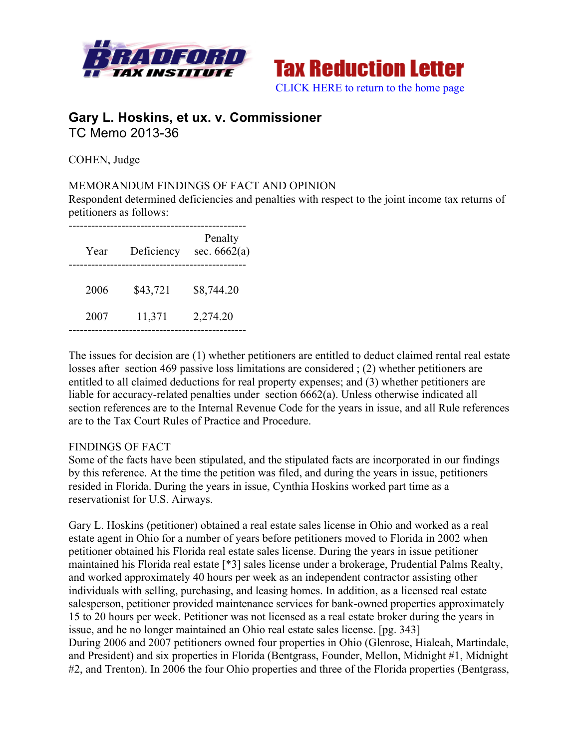Tax Reduction Letter

CLICK HERE to return to the home page

## Gary L. Hoskins, et ux. v. Commissioner

TC Memo 2013-36

COHEN, Judge

MEMORANDUM FINDINGS OF FACT AND OPINION

Respondent determined deficiencies and penalties with respect to the joint income tax returns of petitioners as follows:

| Year | Deficiency | Penalty sec. 6662(a) |
|---|---|---|
| 2006 | $43,721 | $8,744.20 |
| 2007 | 11,371 | 2,274.20 |

The issues for decision are (1) whether petitioners are entitled to deduct claimed rental real estate losses after section 469 passive loss limitations are considered ; (2) whether petitioners are entitled to all claimed deductions for real property expenses; and (3) whether petitioners are liable for accuracy-related penalties under section 6662(a). Unless otherwise indicated all section references are to the Internal Revenue Code for the years in issue, and all Rule references are to the Tax Court Rules of Practice and Procedure.

FINDINGS OF FACT

Some of the facts have been stipulated, and the stipulated facts are incorporated in our findings by this reference. At the time the petition was filed, and during the years in issue, petitioners resided in Florida. During the years in issue, Cynthia Hoskins worked part time as a reservationist for U.S. Airways.

Gary L. Hoskins (petitioner) obtained a real estate sales license in Ohio and worked as a real estate agent in Ohio for a number of years before petitioners moved to Florida in 2002 when petitioner obtained his Florida real estate sales license. During the years in issue petitioner maintained his Florida real estate [*3] sales license under a brokerage, Prudential Palms Realty, and worked approximately 40 hours per week as an independent contractor assisting other individuals with selling, purchasing, and leasing homes. In addition, as a licensed real estate salesperson, petitioner provided maintenance services for bank-owned properties approximately 15 to 20 hours per week. Petitioner was not licensed as a real estate broker during the years in issue, and he no longer maintained an Ohio real estate sales license. [pg. 343]

During 2006 and 2007 petitioners owned four properties in Ohio (Glenrose, Hialeah, Martindale, and President) and six properties in Florida (Bentgrass, Founder, Mellon, Midnight #1, Midnight #2, and Trenton). In 2006 the four Ohio properties and three of the Florida properties (Bentgrass,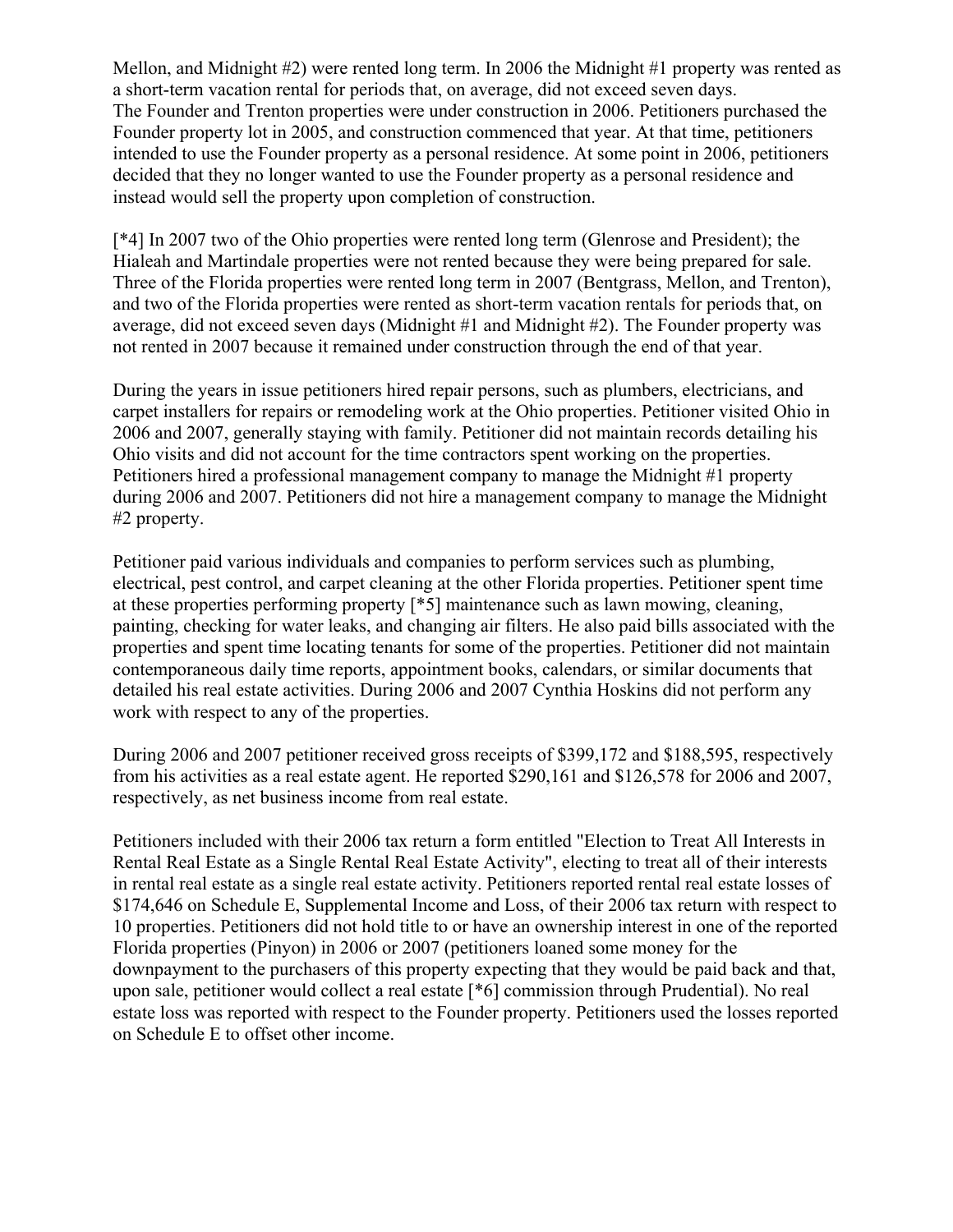Mellon, and Midnight #2) were rented long term. In 2006 the Midnight #1 property was rented as a short-term vacation rental for periods that, on average, did not exceed seven days.
The Founder and Trenton properties were under construction in 2006. Petitioners purchased the Founder property lot in 2005, and construction commenced that year. At that time, petitioners intended to use the Founder property as a personal residence. At some point in 2006, petitioners decided that they no longer wanted to use the Founder property as a personal residence and instead would sell the property upon completion of construction.

[*4] In 2007 two of the Ohio properties were rented long term (Glenrose and President); the Hialeah and Martindale properties were not rented because they were being prepared for sale. Three of the Florida properties were rented long term in 2007 (Bentgrass, Mellon, and Trenton), and two of the Florida properties were rented as short-term vacation rentals for periods that, on average, did not exceed seven days (Midnight #1 and Midnight #2). The Founder property was not rented in 2007 because it remained under construction through the end of that year.

During the years in issue petitioners hired repair persons, such as plumbers, electricians, and carpet installers for repairs or remodeling work at the Ohio properties. Petitioner visited Ohio in 2006 and 2007, generally staying with family. Petitioner did not maintain records detailing his Ohio visits and did not account for the time contractors spent working on the properties. Petitioners hired a professional management company to manage the Midnight #1 property during 2006 and 2007. Petitioners did not hire a management company to manage the Midnight #2 property.

Petitioner paid various individuals and companies to perform services such as plumbing, electrical, pest control, and carpet cleaning at the other Florida properties. Petitioner spent time at these properties performing property [*5] maintenance such as lawn mowing, cleaning, painting, checking for water leaks, and changing air filters. He also paid bills associated with the properties and spent time locating tenants for some of the properties. Petitioner did not maintain contemporaneous daily time reports, appointment books, calendars, or similar documents that detailed his real estate activities. During 2006 and 2007 Cynthia Hoskins did not perform any work with respect to any of the properties.

During 2006 and 2007 petitioner received gross receipts of $399,172 and $188,595, respectively from his activities as a real estate agent. He reported $290,161 and $126,578 for 2006 and 2007, respectively, as net business income from real estate.

Petitioners included with their 2006 tax return a form entitled "Election to Treat All Interests in Rental Real Estate as a Single Rental Real Estate Activity", electing to treat all of their interests in rental real estate as a single real estate activity. Petitioners reported rental real estate losses of $174,646 on Schedule E, Supplemental Income and Loss, of their 2006 tax return with respect to 10 properties. Petitioners did not hold title to or have an ownership interest in one of the reported Florida properties (Pinyon) in 2006 or 2007 (petitioners loaned some money for the downpayment to the purchasers of this property expecting that they would be paid back and that, upon sale, petitioner would collect a real estate [*6] commission through Prudential). No real estate loss was reported with respect to the Founder property. Petitioners used the losses reported on Schedule E to offset other income.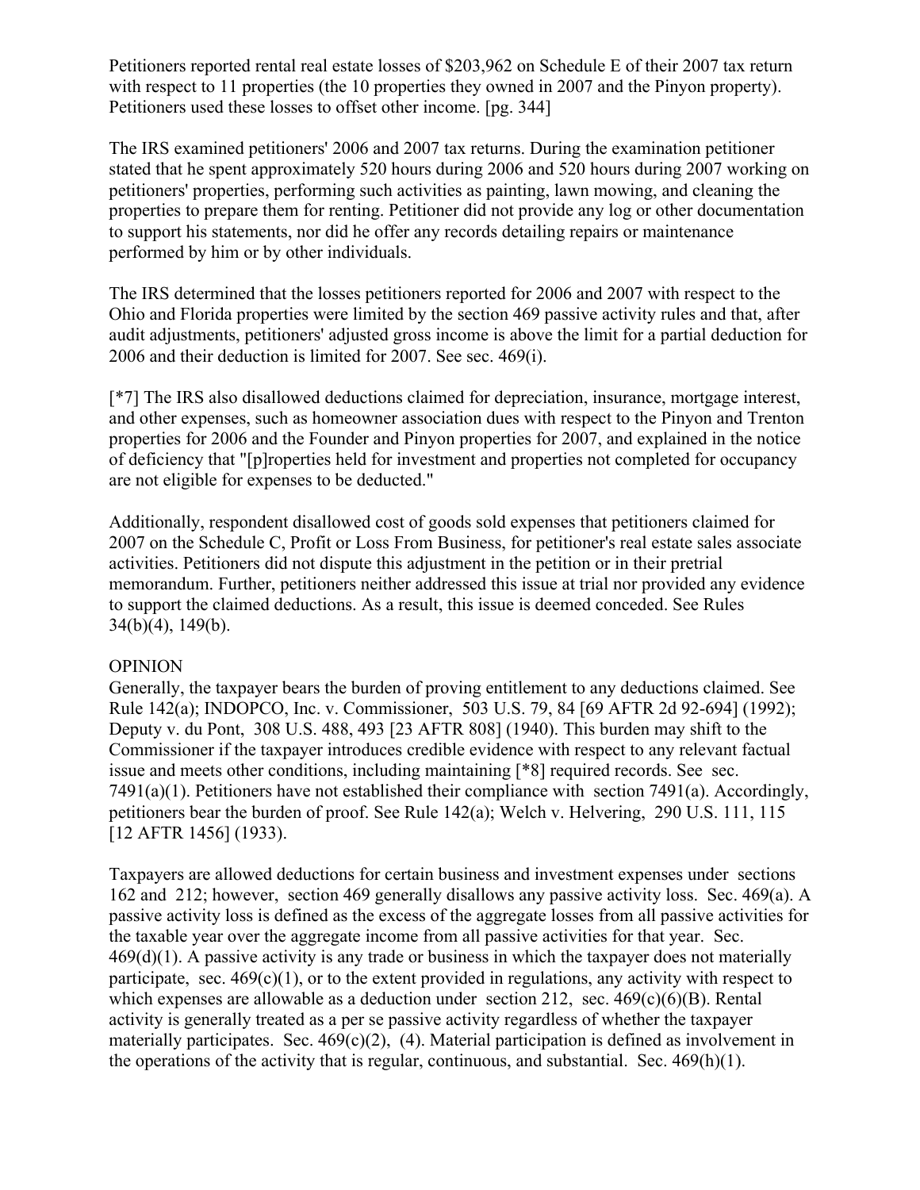Petitioners reported rental real estate losses of $203,962 on Schedule E of their 2007 tax return with respect to 11 properties (the 10 properties they owned in 2007 and the Pinyon property). Petitioners used these losses to offset other income. [pg. 344]

The IRS examined petitioners' 2006 and 2007 tax returns. During the examination petitioner stated that he spent approximately 520 hours during 2006 and 520 hours during 2007 working on petitioners' properties, performing such activities as painting, lawn mowing, and cleaning the properties to prepare them for renting. Petitioner did not provide any log or other documentation to support his statements, nor did he offer any records detailing repairs or maintenance performed by him or by other individuals.

The IRS determined that the losses petitioners reported for 2006 and 2007 with respect to the Ohio and Florida properties were limited by the section 469 passive activity rules and that, after audit adjustments, petitioners' adjusted gross income is above the limit for a partial deduction for 2006 and their deduction is limited for 2007. See sec. 469(i).

[*7] The IRS also disallowed deductions claimed for depreciation, insurance, mortgage interest, and other expenses, such as homeowner association dues with respect to the Pinyon and Trenton properties for 2006 and the Founder and Pinyon properties for 2007, and explained in the notice of deficiency that "[p]roperties held for investment and properties not completed for occupancy are not eligible for expenses to be deducted."

Additionally, respondent disallowed cost of goods sold expenses that petitioners claimed for 2007 on the Schedule C, Profit or Loss From Business, for petitioner's real estate sales associate activities. Petitioners did not dispute this adjustment in the petition or in their pretrial memorandum. Further, petitioners neither addressed this issue at trial nor provided any evidence to support the claimed deductions. As a result, this issue is deemed conceded. See Rules 34(b)(4), 149(b).

OPINION

Generally, the taxpayer bears the burden of proving entitlement to any deductions claimed. See Rule 142(a); INDOPCO, Inc. v. Commissioner, 503 U.S. 79, 84 [69 AFTR 2d 92-694] (1992); Deputy v. du Pont, 308 U.S. 488, 493 [23 AFTR 808] (1940). This burden may shift to the Commissioner if the taxpayer introduces credible evidence with respect to any relevant factual issue and meets other conditions, including maintaining [*8] required records. See sec. 7491(a)(1). Petitioners have not established their compliance with section 7491(a). Accordingly, petitioners bear the burden of proof. See Rule 142(a); Welch v. Helvering, 290 U.S. 111, 115 [12 AFTR 1456] (1933).

Taxpayers are allowed deductions for certain business and investment expenses under sections 162 and 212; however, section 469 generally disallows any passive activity loss. Sec. 469(a). A passive activity loss is defined as the excess of the aggregate losses from all passive activities for the taxable year over the aggregate income from all passive activities for that year. Sec. 469(d)(1). A passive activity is any trade or business in which the taxpayer does not materially participate, sec. 469(c)(1), or to the extent provided in regulations, any activity with respect to which expenses are allowable as a deduction under section 212, sec. 469(c)(6)(B). Rental activity is generally treated as a per se passive activity regardless of whether the taxpayer materially participates. Sec. 469(c)(2), (4). Material participation is defined as involvement in the operations of the activity that is regular, continuous, and substantial. Sec. 469(h)(1).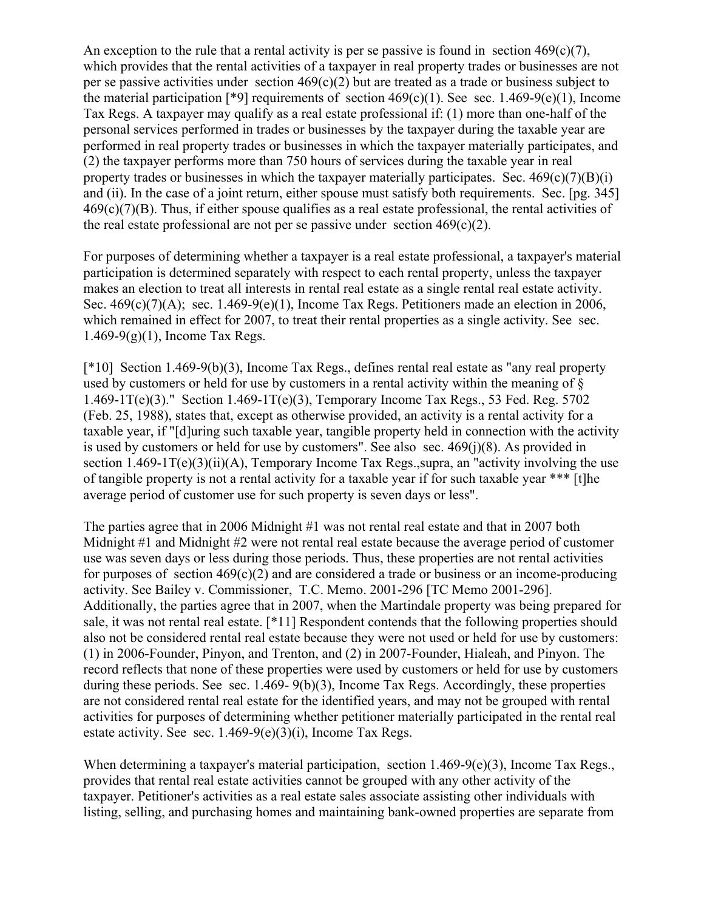An exception to the rule that a rental activity is per se passive is found in section 469(c)(7), which provides that the rental activities of a taxpayer in real property trades or businesses are not per se passive activities under section 469(c)(2) but are treated as a trade or business subject to the material participation [*9] requirements of section 469(c)(1). See sec. 1.469-9(e)(1), Income Tax Regs. A taxpayer may qualify as a real estate professional if: (1) more than one-half of the personal services performed in trades or businesses by the taxpayer during the taxable year are performed in real property trades or businesses in which the taxpayer materially participates, and (2) the taxpayer performs more than 750 hours of services during the taxable year in real property trades or businesses in which the taxpayer materially participates. Sec. 469(c)(7)(B)(i) and (ii). In the case of a joint return, either spouse must satisfy both requirements. Sec. [pg. 345] 469(c)(7)(B). Thus, if either spouse qualifies as a real estate professional, the rental activities of the real estate professional are not per se passive under section 469(c)(2).

For purposes of determining whether a taxpayer is a real estate professional, a taxpayer's material participation is determined separately with respect to each rental property, unless the taxpayer makes an election to treat all interests in rental real estate as a single rental real estate activity. Sec. 469(c)(7)(A); sec. 1.469-9(e)(1), Income Tax Regs. Petitioners made an election in 2006, which remained in effect for 2007, to treat their rental properties as a single activity. See sec. 1.469-9(g)(1), Income Tax Regs.

[*10] Section 1.469-9(b)(3), Income Tax Regs., defines rental real estate as "any real property used by customers or held for use by customers in a rental activity within the meaning of § 1.469-1T(e)(3)." Section 1.469-1T(e)(3), Temporary Income Tax Regs., 53 Fed. Reg. 5702 (Feb. 25, 1988), states that, except as otherwise provided, an activity is a rental activity for a taxable year, if "[d]uring such taxable year, tangible property held in connection with the activity is used by customers or held for use by customers". See also sec. 469(j)(8). As provided in section 1.469-1T(e)(3)(ii)(A), Temporary Income Tax Regs.,supra, an "activity involving the use of tangible property is not a rental activity for a taxable year if for such taxable year *** [t]he average period of customer use for such property is seven days or less".

The parties agree that in 2006 Midnight #1 was not rental real estate and that in 2007 both Midnight #1 and Midnight #2 were not rental real estate because the average period of customer use was seven days or less during those periods. Thus, these properties are not rental activities for purposes of section 469(c)(2) and are considered a trade or business or an income-producing activity. See Bailey v. Commissioner, T.C. Memo. 2001-296 [TC Memo 2001-296]. Additionally, the parties agree that in 2007, when the Martindale property was being prepared for sale, it was not rental real estate. [*11] Respondent contends that the following properties should also not be considered rental real estate because they were not used or held for use by customers: (1) in 2006-Founder, Pinyon, and Trenton, and (2) in 2007-Founder, Hialeah, and Pinyon. The record reflects that none of these properties were used by customers or held for use by customers during these periods. See sec. 1.469- 9(b)(3), Income Tax Regs. Accordingly, these properties are not considered rental real estate for the identified years, and may not be grouped with rental activities for purposes of determining whether petitioner materially participated in the rental real estate activity. See sec. 1.469-9(e)(3)(i), Income Tax Regs.

When determining a taxpayer's material participation, section 1.469-9(e)(3), Income Tax Regs., provides that rental real estate activities cannot be grouped with any other activity of the taxpayer. Petitioner's activities as a real estate sales associate assisting other individuals with listing, selling, and purchasing homes and maintaining bank-owned properties are separate from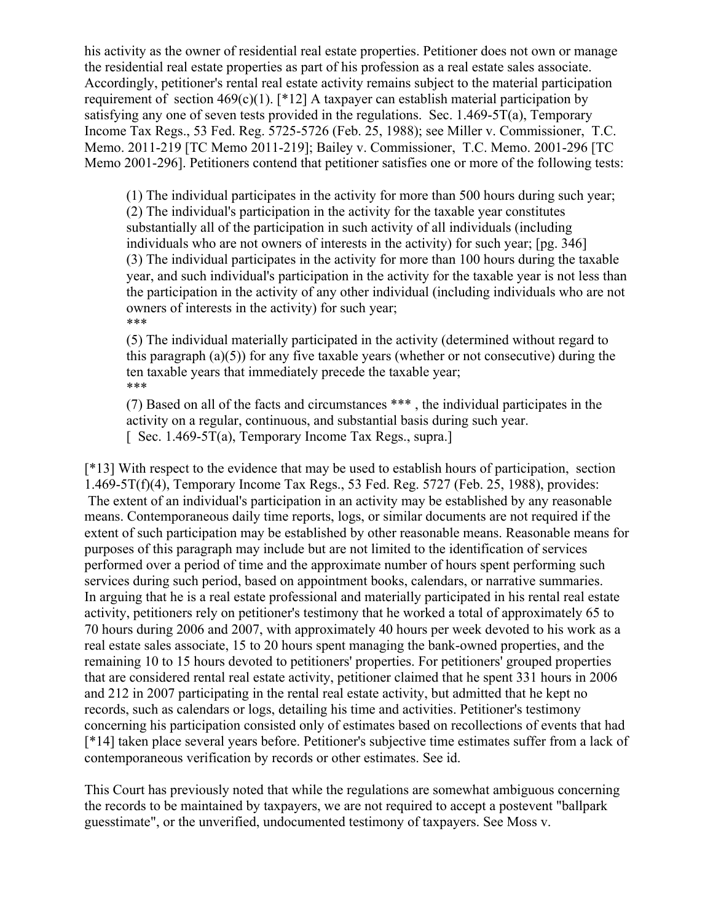his activity as the owner of residential real estate properties. Petitioner does not own or manage the residential real estate properties as part of his profession as a real estate sales associate. Accordingly, petitioner's rental real estate activity remains subject to the material participation requirement of section 469(c)(1). [*12] A taxpayer can establish material participation by satisfying any one of seven tests provided in the regulations. Sec. 1.469-5T(a), Temporary Income Tax Regs., 53 Fed. Reg. 5725-5726 (Feb. 25, 1988); see Miller v. Commissioner, T.C. Memo. 2011-219 [TC Memo 2011-219]; Bailey v. Commissioner, T.C. Memo. 2001-296 [TC Memo 2001-296]. Petitioners contend that petitioner satisfies one or more of the following tests:

> (1) The individual participates in the activity for more than 500 hours during such year;
> (2) The individual's participation in the activity for the taxable year constitutes substantially all of the participation in such activity of all individuals (including individuals who are not owners of interests in the activity) for such year; [pg. 346]
> (3) The individual participates in the activity for more than 100 hours during the taxable year, and such individual's participation in the activity for the taxable year is not less than the participation in the activity of any other individual (including individuals who are not owners of interests in the activity) for such year;
> ***
> (5) The individual materially participated in the activity (determined without regard to this paragraph (a)(5)) for any five taxable years (whether or not consecutive) during the ten taxable years that immediately precede the taxable year;
> ***
> (7) Based on all of the facts and circumstances *** , the individual participates in the activity on a regular, continuous, and substantial basis during such year.
> [ Sec. 1.469-5T(a), Temporary Income Tax Regs., supra.]

[*13] With respect to the evidence that may be used to establish hours of participation, section 1.469-5T(f)(4), Temporary Income Tax Regs., 53 Fed. Reg. 5727 (Feb. 25, 1988), provides:

> The extent of an individual's participation in an activity may be established by any reasonable means. Contemporaneous daily time reports, logs, or similar documents are not required if the extent of such participation may be established by other reasonable means. Reasonable means for purposes of this paragraph may include but are not limited to the identification of services performed over a period of time and the approximate number of hours spent performing such services during such period, based on appointment books, calendars, or narrative summaries.

In arguing that he is a real estate professional and materially participated in his rental real estate activity, petitioners rely on petitioner's testimony that he worked a total of approximately 65 to 70 hours during 2006 and 2007, with approximately 40 hours per week devoted to his work as a real estate sales associate, 15 to 20 hours spent managing the bank-owned properties, and the remaining 10 to 15 hours devoted to petitioners' properties. For petitioners' grouped properties that are considered rental real estate activity, petitioner claimed that he spent 331 hours in 2006 and 212 in 2007 participating in the rental real estate activity, but admitted that he kept no records, such as calendars or logs, detailing his time and activities. Petitioner's testimony concerning his participation consisted only of estimates based on recollections of events that had [*14] taken place several years before. Petitioner's subjective time estimates suffer from a lack of contemporaneous verification by records or other estimates. See id.

This Court has previously noted that while the regulations are somewhat ambiguous concerning the records to be maintained by taxpayers, we are not required to accept a postevent "ballpark guesstimate", or the unverified, undocumented testimony of taxpayers. See Moss v.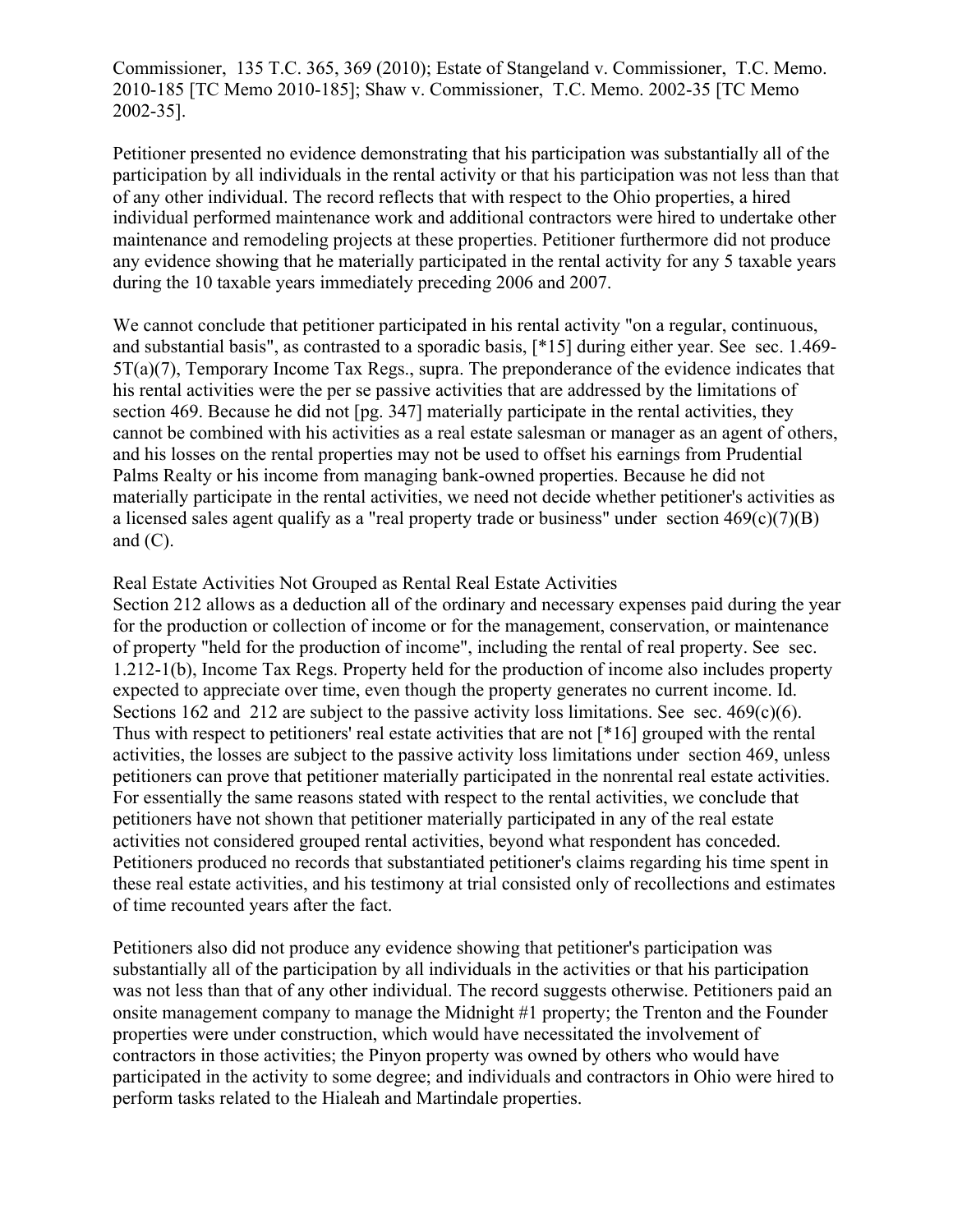Commissioner, 135 T.C. 365, 369 (2010); Estate of Stangeland v. Commissioner, T.C. Memo. 2010-185 [TC Memo 2010-185]; Shaw v. Commissioner, T.C. Memo. 2002-35 [TC Memo 2002-35].

Petitioner presented no evidence demonstrating that his participation was substantially all of the participation by all individuals in the rental activity or that his participation was not less than that of any other individual. The record reflects that with respect to the Ohio properties, a hired individual performed maintenance work and additional contractors were hired to undertake other maintenance and remodeling projects at these properties. Petitioner furthermore did not produce any evidence showing that he materially participated in the rental activity for any 5 taxable years during the 10 taxable years immediately preceding 2006 and 2007.

We cannot conclude that petitioner participated in his rental activity "on a regular, continuous, and substantial basis", as contrasted to a sporadic basis, [*15] during either year. See sec. 1.469-5T(a)(7), Temporary Income Tax Regs., supra. The preponderance of the evidence indicates that his rental activities were the per se passive activities that are addressed by the limitations of section 469. Because he did not [pg. 347] materially participate in the rental activities, they cannot be combined with his activities as a real estate salesman or manager as an agent of others, and his losses on the rental properties may not be used to offset his earnings from Prudential Palms Realty or his income from managing bank-owned properties. Because he did not materially participate in the rental activities, we need not decide whether petitioner's activities as a licensed sales agent qualify as a "real property trade or business" under section 469(c)(7)(B) and (C).

## Real Estate Activities Not Grouped as Rental Real Estate Activities

Section 212 allows as a deduction all of the ordinary and necessary expenses paid during the year for the production or collection of income or for the management, conservation, or maintenance of property "held for the production of income", including the rental of real property. See sec. 1.212-1(b), Income Tax Regs. Property held for the production of income also includes property expected to appreciate over time, even though the property generates no current income. Id. Sections 162 and 212 are subject to the passive activity loss limitations. See sec. 469(c)(6). Thus with respect to petitioners' real estate activities that are not [*16] grouped with the rental activities, the losses are subject to the passive activity loss limitations under section 469, unless petitioners can prove that petitioner materially participated in the nonrental real estate activities. For essentially the same reasons stated with respect to the rental activities, we conclude that petitioners have not shown that petitioner materially participated in any of the real estate activities not considered grouped rental activities, beyond what respondent has conceded. Petitioners produced no records that substantiated petitioner's claims regarding his time spent in these real estate activities, and his testimony at trial consisted only of recollections and estimates of time recounted years after the fact.

Petitioners also did not produce any evidence showing that petitioner's participation was substantially all of the participation by all individuals in the activities or that his participation was not less than that of any other individual. The record suggests otherwise. Petitioners paid an onsite management company to manage the Midnight #1 property; the Trenton and the Founder properties were under construction, which would have necessitated the involvement of contractors in those activities; the Pinyon property was owned by others who would have participated in the activity to some degree; and individuals and contractors in Ohio were hired to perform tasks related to the Hialeah and Martindale properties.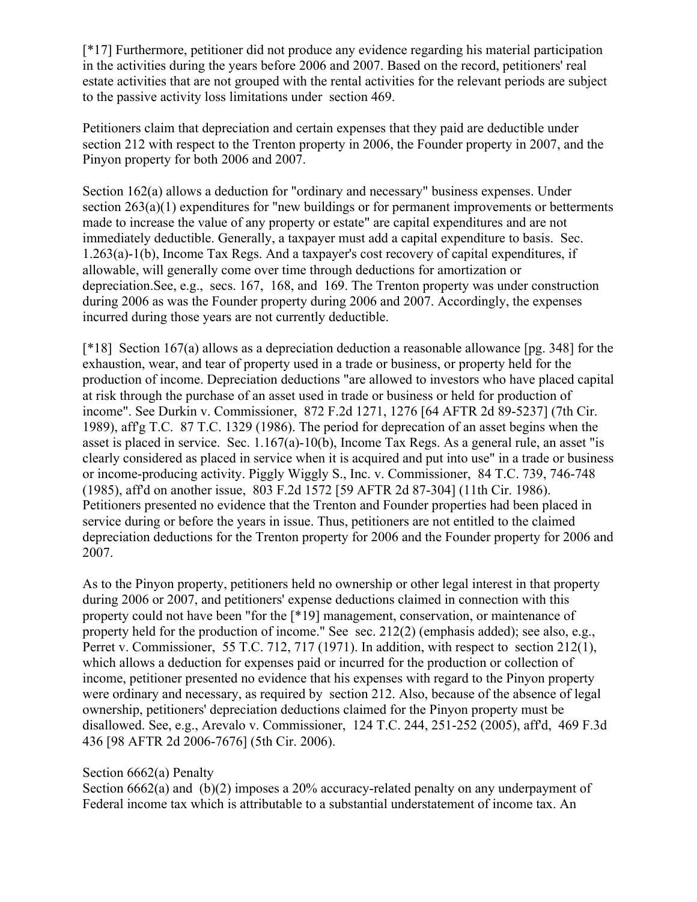[*17] Furthermore, petitioner did not produce any evidence regarding his material participation in the activities during the years before 2006 and 2007. Based on the record, petitioners' real estate activities that are not grouped with the rental activities for the relevant periods are subject to the passive activity loss limitations under section 469.

Petitioners claim that depreciation and certain expenses that they paid are deductible under section 212 with respect to the Trenton property in 2006, the Founder property in 2007, and the Pinyon property for both 2006 and 2007.

Section 162(a) allows a deduction for "ordinary and necessary" business expenses. Under section 263(a)(1) expenditures for "new buildings or for permanent improvements or betterments made to increase the value of any property or estate" are capital expenditures and are not immediately deductible. Generally, a taxpayer must add a capital expenditure to basis. Sec. 1.263(a)-1(b), Income Tax Regs. And a taxpayer's cost recovery of capital expenditures, if allowable, will generally come over time through deductions for amortization or depreciation.See, e.g., secs. 167, 168, and 169. The Trenton property was under construction during 2006 as was the Founder property during 2006 and 2007. Accordingly, the expenses incurred during those years are not currently deductible.

[*18] Section 167(a) allows as a depreciation deduction a reasonable allowance [pg. 348] for the exhaustion, wear, and tear of property used in a trade or business, or property held for the production of income. Depreciation deductions "are allowed to investors who have placed capital at risk through the purchase of an asset used in trade or business or held for production of income". See Durkin v. Commissioner, 872 F.2d 1271, 1276 [64 AFTR 2d 89-5237] (7th Cir. 1989), aff'g T.C. 87 T.C. 1329 (1986). The period for deprecation of an asset begins when the asset is placed in service. Sec. 1.167(a)-10(b), Income Tax Regs. As a general rule, an asset "is clearly considered as placed in service when it is acquired and put into use" in a trade or business or income-producing activity. Piggly Wiggly S., Inc. v. Commissioner, 84 T.C. 739, 746-748 (1985), aff'd on another issue, 803 F.2d 1572 [59 AFTR 2d 87-304] (11th Cir. 1986). Petitioners presented no evidence that the Trenton and Founder properties had been placed in service during or before the years in issue. Thus, petitioners are not entitled to the claimed depreciation deductions for the Trenton property for 2006 and the Founder property for 2006 and 2007.

As to the Pinyon property, petitioners held no ownership or other legal interest in that property during 2006 or 2007, and petitioners' expense deductions claimed in connection with this property could not have been "for the [*19] management, conservation, or maintenance of property held for the production of income." See sec. 212(2) (emphasis added); see also, e.g., Perret v. Commissioner, 55 T.C. 712, 717 (1971). In addition, with respect to section 212(1), which allows a deduction for expenses paid or incurred for the production or collection of income, petitioner presented no evidence that his expenses with regard to the Pinyon property were ordinary and necessary, as required by section 212. Also, because of the absence of legal ownership, petitioners' depreciation deductions claimed for the Pinyon property must be disallowed. See, e.g., Arevalo v. Commissioner, 124 T.C. 244, 251-252 (2005), aff'd, 469 F.3d 436 [98 AFTR 2d 2006-7676] (5th Cir. 2006).

## Section 6662(a) Penalty

Section 6662(a) and (b)(2) imposes a 20% accuracy-related penalty on any underpayment of Federal income tax which is attributable to a substantial understatement of income tax. An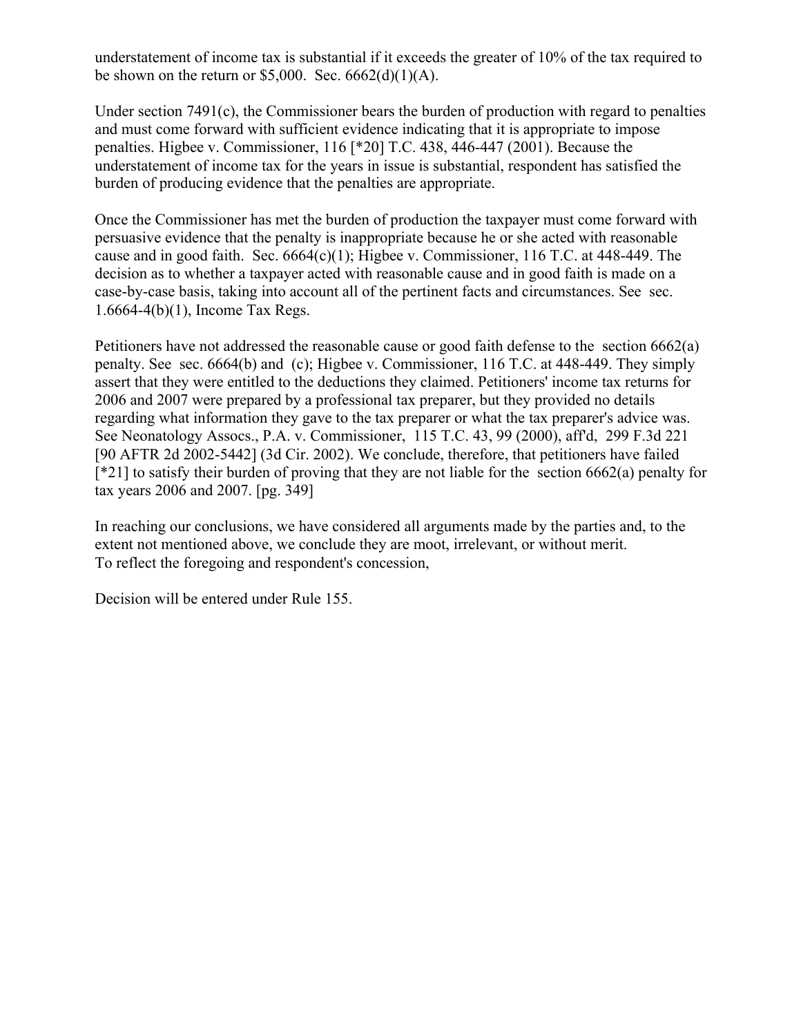understatement of income tax is substantial if it exceeds the greater of 10% of the tax required to be shown on the return or $5,000. Sec. 6662(d)(1)(A).

Under section 7491(c), the Commissioner bears the burden of production with regard to penalties and must come forward with sufficient evidence indicating that it is appropriate to impose penalties. Higbee v. Commissioner, 116 [*20] T.C. 438, 446-447 (2001). Because the understatement of income tax for the years in issue is substantial, respondent has satisfied the burden of producing evidence that the penalties are appropriate.

Once the Commissioner has met the burden of production the taxpayer must come forward with persuasive evidence that the penalty is inappropriate because he or she acted with reasonable cause and in good faith. Sec. 6664(c)(1); Higbee v. Commissioner, 116 T.C. at 448-449. The decision as to whether a taxpayer acted with reasonable cause and in good faith is made on a case-by-case basis, taking into account all of the pertinent facts and circumstances. See sec. 1.6664-4(b)(1), Income Tax Regs.

Petitioners have not addressed the reasonable cause or good faith defense to the section 6662(a) penalty. See sec. 6664(b) and (c); Higbee v. Commissioner, 116 T.C. at 448-449. They simply assert that they were entitled to the deductions they claimed. Petitioners' income tax returns for 2006 and 2007 were prepared by a professional tax preparer, but they provided no details regarding what information they gave to the tax preparer or what the tax preparer's advice was. See Neonatology Assocs., P.A. v. Commissioner, 115 T.C. 43, 99 (2000), aff'd, 299 F.3d 221 [90 AFTR 2d 2002-5442] (3d Cir. 2002). We conclude, therefore, that petitioners have failed [*21] to satisfy their burden of proving that they are not liable for the section 6662(a) penalty for tax years 2006 and 2007. [pg. 349]

In reaching our conclusions, we have considered all arguments made by the parties and, to the extent not mentioned above, we conclude they are moot, irrelevant, or without merit.
To reflect the foregoing and respondent's concession,

Decision will be entered under Rule 155.